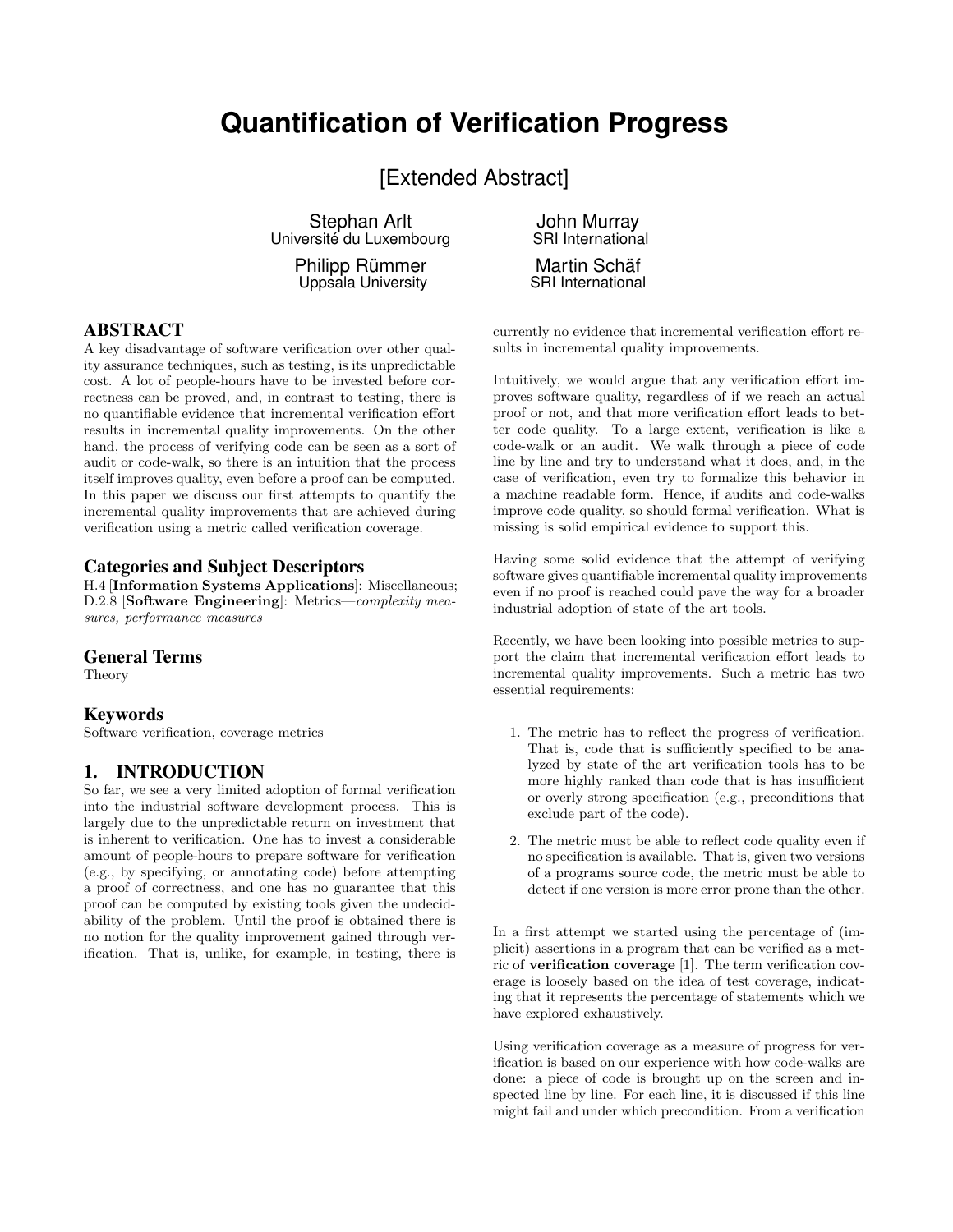# Quantification of Verification Progress

[Extended Abstract]

Stephan Arlt
Université du Luxembourg

Philipp Rümmer
Uppsala University

John Murray
SRI International

Martin Schäf
SRI International

## ABSTRACT

A key disadvantage of software verification over other quality assurance techniques, such as testing, is its unpredictable cost. A lot of people-hours have to be invested before correctness can be proved, and, in contrast to testing, there is no quantifiable evidence that incremental verification effort results in incremental quality improvements. On the other hand, the process of verifying code can be seen as a sort of audit or code-walk, so there is an intuition that the process itself improves quality, even before a proof can be computed. In this paper we discuss our first attempts to quantify the incremental quality improvements that are achieved during verification using a metric called verification coverage.

### Categories and Subject Descriptors

H.4 [**Information Systems Applications**]: Miscellaneous; D.2.8 [**Software Engineering**]: Metrics—*complexity measures, performance measures*

### General Terms

Theory

### Keywords

Software verification, coverage metrics

## 1. INTRODUCTION

So far, we see a very limited adoption of formal verification into the industrial software development process. This is largely due to the unpredictable return on investment that is inherent to verification. One has to invest a considerable amount of people-hours to prepare software for verification (e.g., by specifying, or annotating code) before attempting a proof of correctness, and one has no guarantee that this proof can be computed by existing tools given the undecidability of the problem. Until the proof is obtained there is no notion for the quality improvement gained through verification. That is, unlike, for example, in testing, there is currently no evidence that incremental verification effort results in incremental quality improvements.

Intuitively, we would argue that any verification effort improves software quality, regardless of if we reach an actual proof or not, and that more verification effort leads to better code quality. To a large extent, verification is like a code-walk or an audit. We walk through a piece of code line by line and try to understand what it does, and, in the case of verification, even try to formalize this behavior in a machine readable form. Hence, if audits and code-walks improve code quality, so should formal verification. What is missing is solid empirical evidence to support this.

Having some solid evidence that the attempt of verifying software gives quantifiable incremental quality improvements even if no proof is reached could pave the way for a broader industrial adoption of state of the art tools.

Recently, we have been looking into possible metrics to support the claim that incremental verification effort leads to incremental quality improvements. Such a metric has two essential requirements:

1. The metric has to reflect the progress of verification. That is, code that is sufficiently specified to be analyzed by state of the art verification tools has to be more highly ranked than code that is has insufficient or overly strong specification (e.g., preconditions that exclude part of the code).
2. The metric must be able to reflect code quality even if no specification is available. That is, given two versions of a programs source code, the metric must be able to detect if one version is more error prone than the other.

In a first attempt we started using the percentage of (implicit) assertions in a program that can be verified as a metric of **verification coverage** [1]. The term verification coverage is loosely based on the idea of test coverage, indicating that it represents the percentage of statements which we have explored exhaustively.

Using verification coverage as a measure of progress for verification is based on our experience with how code-walks are done: a piece of code is brought up on the screen and inspected line by line. For each line, it is discussed if this line might fail and under which precondition. From a verification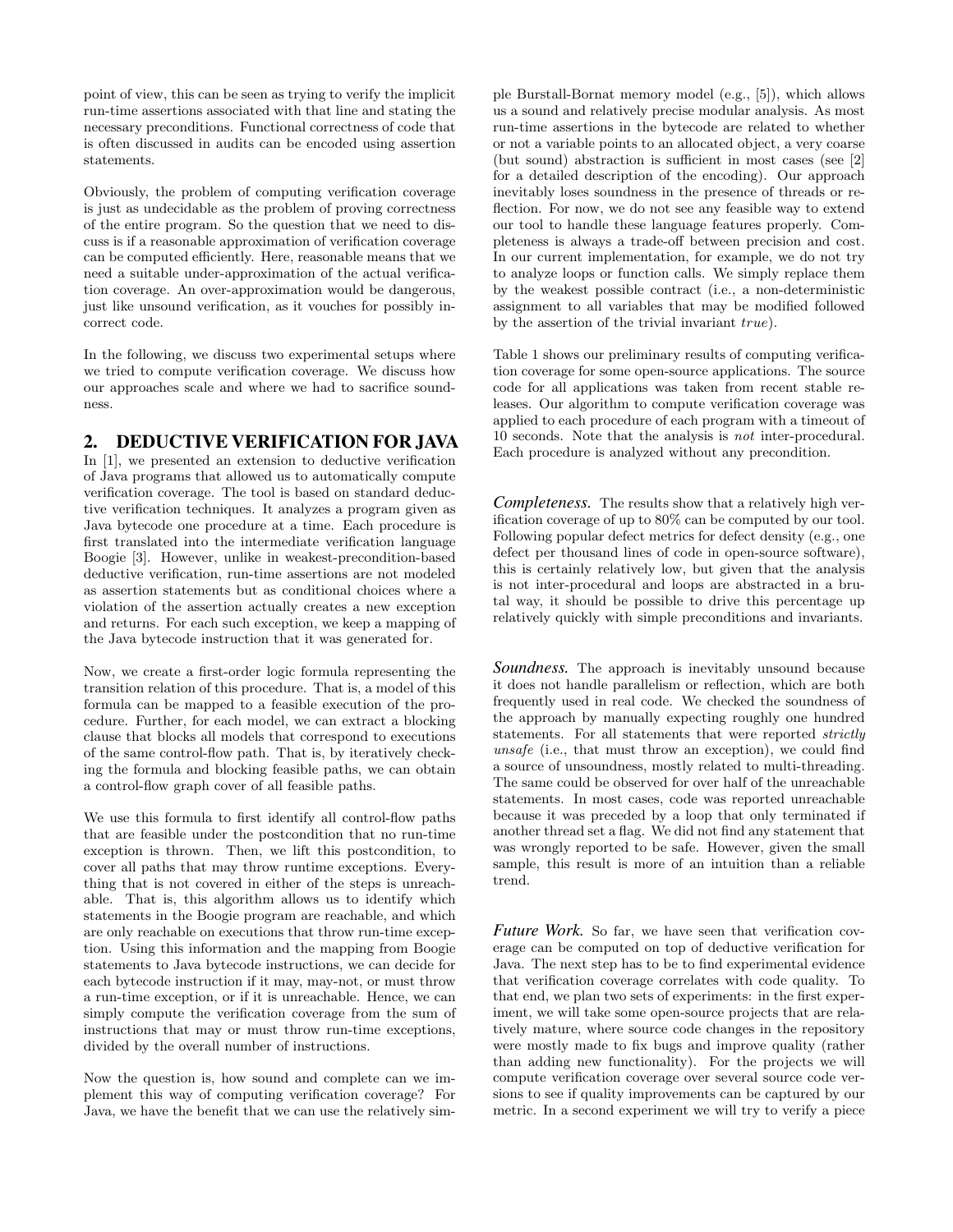point of view, this can be seen as trying to verify the implicit run-time assertions associated with that line and stating the necessary preconditions. Functional correctness of code that is often discussed in audits can be encoded using assertion statements.

Obviously, the problem of computing verification coverage is just as undecidable as the problem of proving correctness of the entire program. So the question that we need to discuss is if a reasonable approximation of verification coverage can be computed efficiently. Here, reasonable means that we need a suitable under-approximation of the actual verification coverage. An over-approximation would be dangerous, just like unsound verification, as it vouches for possibly incorrect code.

In the following, we discuss two experimental setups where we tried to compute verification coverage. We discuss how our approaches scale and where we had to sacrifice soundness.

## 2. DEDUCTIVE VERIFICATION FOR JAVA

In [1], we presented an extension to deductive verification of Java programs that allowed us to automatically compute verification coverage. The tool is based on standard deductive verification techniques. It analyzes a program given as Java bytecode one procedure at a time. Each procedure is first translated into the intermediate verification language Boogie [3]. However, unlike in weakest-precondition-based deductive verification, run-time assertions are not modeled as assertion statements but as conditional choices where a violation of the assertion actually creates a new exception and returns. For each such exception, we keep a mapping of the Java bytecode instruction that it was generated for.

Now, we create a first-order logic formula representing the transition relation of this procedure. That is, a model of this formula can be mapped to a feasible execution of the procedure. Further, for each model, we can extract a blocking clause that blocks all models that correspond to executions of the same control-flow path. That is, by iteratively checking the formula and blocking feasible paths, we can obtain a control-flow graph cover of all feasible paths.

We use this formula to first identify all control-flow paths that are feasible under the postcondition that no run-time exception is thrown. Then, we lift this postcondition, to cover all paths that may throw runtime exceptions. Everything that is not covered in either of the steps is unreachable. That is, this algorithm allows us to identify which statements in the Boogie program are reachable, and which are only reachable on executions that throw run-time exception. Using this information and the mapping from Boogie statements to Java bytecode instructions, we can decide for each bytecode instruction if it may, may-not, or must throw a run-time exception, or if it is unreachable. Hence, we can simply compute the verification coverage from the sum of instructions that may or must throw run-time exceptions, divided by the overall number of instructions.

Now the question is, how sound and complete can we implement this way of computing verification coverage? For Java, we have the benefit that we can use the relatively simple Burstall-Bornat memory model (e.g., [5]), which allows us a sound and relatively precise modular analysis. As most run-time assertions in the bytecode are related to whether or not a variable points to an allocated object, a very coarse (but sound) abstraction is sufficient in most cases (see [2] for a detailed description of the encoding). Our approach inevitably loses soundness in the presence of threads or reflection. For now, we do not see any feasible way to extend our tool to handle these language features properly. Completeness is always a trade-off between precision and cost. In our current implementation, for example, we do not try to analyze loops or function calls. We simply replace them by the weakest possible contract (i.e., a non-deterministic assignment to all variables that may be modified followed by the assertion of the trivial invariant *true*).

Table 1 shows our preliminary results of computing verification coverage for some open-source applications. The source code for all applications was taken from recent stable releases. Our algorithm to compute verification coverage was applied to each procedure of each program with a timeout of 10 seconds. Note that the analysis is *not* inter-procedural. Each procedure is analyzed without any precondition.

***Completeness.*** The results show that a relatively high verification coverage of up to 80% can be computed by our tool. Following popular defect metrics for defect density (e.g., one defect per thousand lines of code in open-source software), this is certainly relatively low, but given that the analysis is not inter-procedural and loops are abstracted in a brutal way, it should be possible to drive this percentage up relatively quickly with simple preconditions and invariants.

***Soundness.*** The approach is inevitably unsound because it does not handle parallelism or reflection, which are both frequently used in real code. We checked the soundness of the approach by manually expecting roughly one hundred statements. For all statements that were reported *strictly unsafe* (i.e., that must throw an exception), we could find a source of unsoundness, mostly related to multi-threading. The same could be observed for over half of the unreachable statements. In most cases, code was reported unreachable because it was preceded by a loop that only terminated if another thread set a flag. We did not find any statement that was wrongly reported to be safe. However, given the small sample, this result is more of an intuition than a reliable trend.

***Future Work.*** So far, we have seen that verification coverage can be computed on top of deductive verification for Java. The next step has to be to find experimental evidence that verification coverage correlates with code quality. To that end, we plan two sets of experiments: in the first experiment, we will take some open-source projects that are relatively mature, where source code changes in the repository were mostly made to fix bugs and improve quality (rather than adding new functionality). For the projects we will compute verification coverage over several source code versions to see if quality improvements can be captured by our metric. In a second experiment we will try to verify a piece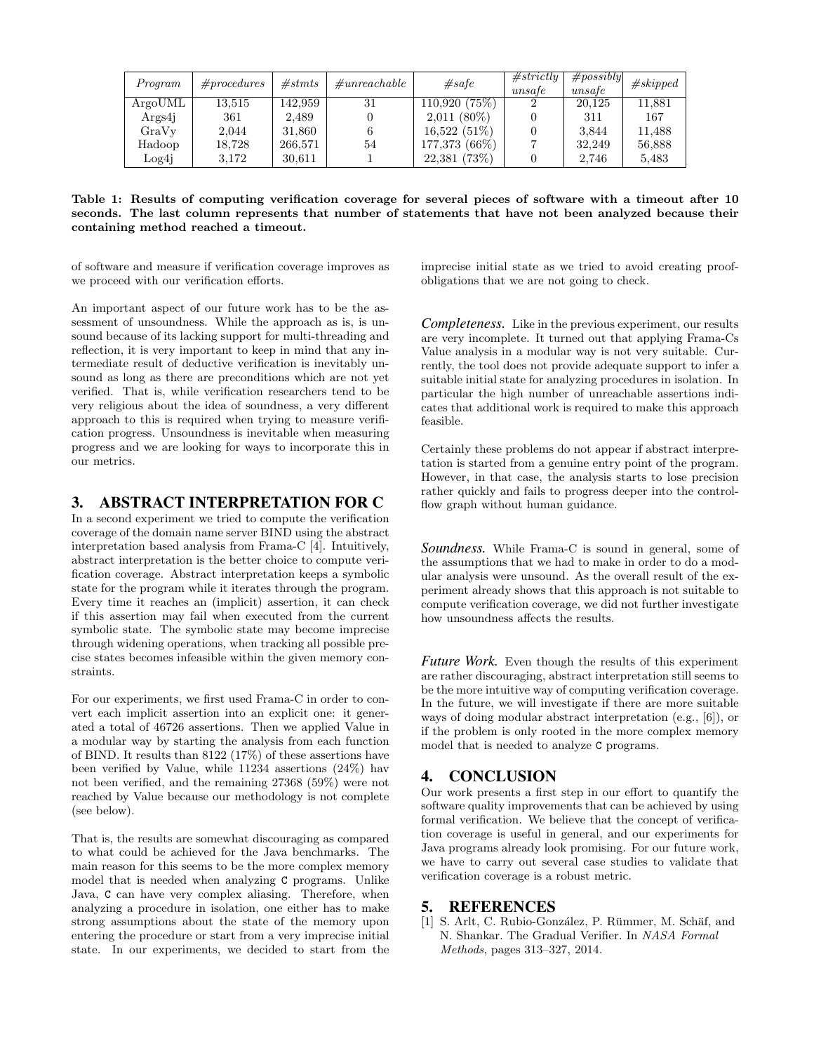| *Program* | *#procedures* | *#stmts* | *#unreachable* | *#safe* | *#strictly unsafe* | *#possibly unsafe* | *#skipped* |
|---|---|---|---|---|---|---|---|
| ArgoUML | 13,515 | 142,959 | 31 | 110,920 (75%) | 2 | 20,125 | 11,881 |
| Args4j | 361 | 2,489 | 0 | 2,011 (80%) | 0 | 311 | 167 |
| GraVy | 2,044 | 31,860 | 6 | 16,522 (51%) | 0 | 3,844 | 11,488 |
| Hadoop | 18,728 | 266,571 | 54 | 177,373 (66%) | 7 | 32,249 | 56,888 |
| Log4j | 3,172 | 30,611 | 1 | 22,381 (73%) | 0 | 2,746 | 5,483 |

**Table 1: Results of computing verification coverage for several pieces of software with a timeout after 10 seconds. The last column represents that number of statements that have not been analyzed because their containing method reached a timeout.**

of software and measure if verification coverage improves as we proceed with our verification efforts.

An important aspect of our future work has to be the assessment of unsoundness. While the approach as is, is unsound because of its lacking support for multi-threading and reflection, it is very important to keep in mind that any intermediate result of deductive verification is inevitably unsound as long as there are preconditions which are not yet verified. That is, while verification researchers tend to be very religious about the idea of soundness, a very different approach to this is required when trying to measure verification progress. Unsoundness is inevitable when measuring progress and we are looking for ways to incorporate this in our metrics.

## 3. ABSTRACT INTERPRETATION FOR C

In a second experiment we tried to compute the verification coverage of the domain name server BIND using the abstract interpretation based analysis from Frama-C [4]. Intuitively, abstract interpretation is the better choice to compute verification coverage. Abstract interpretation keeps a symbolic state for the program while it iterates through the program. Every time it reaches an (implicit) assertion, it can check if this assertion may fail when executed from the current symbolic state. The symbolic state may become imprecise through widening operations, when tracking all possible precise states becomes infeasible within the given memory constraints.

For our experiments, we first used Frama-C in order to convert each implicit assertion into an explicit one: it generated a total of 46726 assertions. Then we applied Value in a modular way by starting the analysis from each function of BIND. It results than 8122 (17%) of these assertions have been verified by Value, while 11234 assertions (24%) hav not been verified, and the remaining 27368 (59%) were not reached by Value because our methodology is not complete (see below).

That is, the results are somewhat discouraging as compared to what could be achieved for the Java benchmarks. The main reason for this seems to be the more complex memory model that is needed when analyzing `C` programs. Unlike Java, `C` can have very complex aliasing. Therefore, when analyzing a procedure in isolation, one either has to make strong assumptions about the state of the memory upon entering the procedure or start from a very imprecise initial state. In our experiments, we decided to start from the imprecise initial state as we tried to avoid creating proof-obligations that we are not going to check.

***Completeness.*** Like in the previous experiment, our results are very incomplete. It turned out that applying Frama-Cs Value analysis in a modular way is not very suitable. Currently, the tool does not provide adequate support to infer a suitable initial state for analyzing procedures in isolation. In particular the high number of unreachable assertions indicates that additional work is required to make this approach feasible.

Certainly these problems do not appear if abstract interpretation is started from a genuine entry point of the program. However, in that case, the analysis starts to lose precision rather quickly and fails to progress deeper into the control-flow graph without human guidance.

***Soundness.*** While Frama-C is sound in general, some of the assumptions that we had to make in order to do a modular analysis were unsound. As the overall result of the experiment already shows that this approach is not suitable to compute verification coverage, we did not further investigate how unsoundness affects the results.

***Future Work.*** Even though the results of this experiment are rather discouraging, abstract interpretation still seems to be the more intuitive way of computing verification coverage. In the future, we will investigate if there are more suitable ways of doing modular abstract interpretation (e.g., [6]), or if the problem is only rooted in the more complex memory model that is needed to analyze `C` programs.

## 4. CONCLUSION

Our work presents a first step in our effort to quantify the software quality improvements that can be achieved by using formal verification. We believe that the concept of verification coverage is useful in general, and our experiments for Java programs already look promising. For our future work, we have to carry out several case studies to validate that verification coverage is a robust metric.

## 5. REFERENCES

[1] S. Arlt, C. Rubio-González, P. Rümmer, M. Schäf, and N. Shankar. The Gradual Verifier. In *NASA Formal Methods*, pages 313–327, 2014.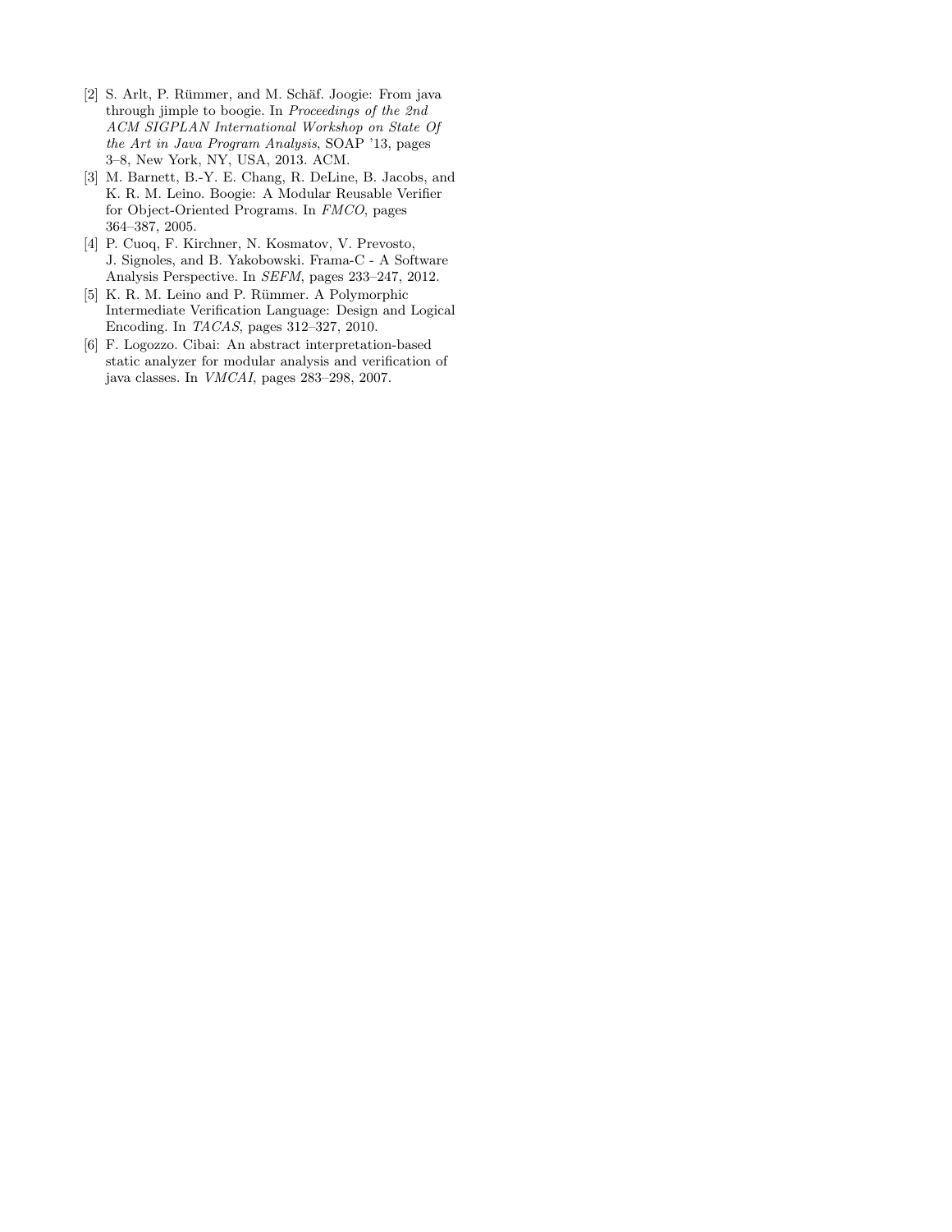[2] S. Arlt, P. Rümmer, and M. Schäf. Joogie: From java through jimple to boogie. In *Proceedings of the 2nd ACM SIGPLAN International Workshop on State Of the Art in Java Program Analysis*, SOAP '13, pages 3–8, New York, NY, USA, 2013. ACM.

[3] M. Barnett, B.-Y. E. Chang, R. DeLine, B. Jacobs, and K. R. M. Leino. Boogie: A Modular Reusable Verifier for Object-Oriented Programs. In *FMCO*, pages 364–387, 2005.

[4] P. Cuoq, F. Kirchner, N. Kosmatov, V. Prevosto, J. Signoles, and B. Yakobowski. Frama-C - A Software Analysis Perspective. In *SEFM*, pages 233–247, 2012.

[5] K. R. M. Leino and P. Rümmer. A Polymorphic Intermediate Verification Language: Design and Logical Encoding. In *TACAS*, pages 312–327, 2010.

[6] F. Logozzo. Cibai: An abstract interpretation-based static analyzer for modular analysis and verification of java classes. In *VMCAI*, pages 283–298, 2007.